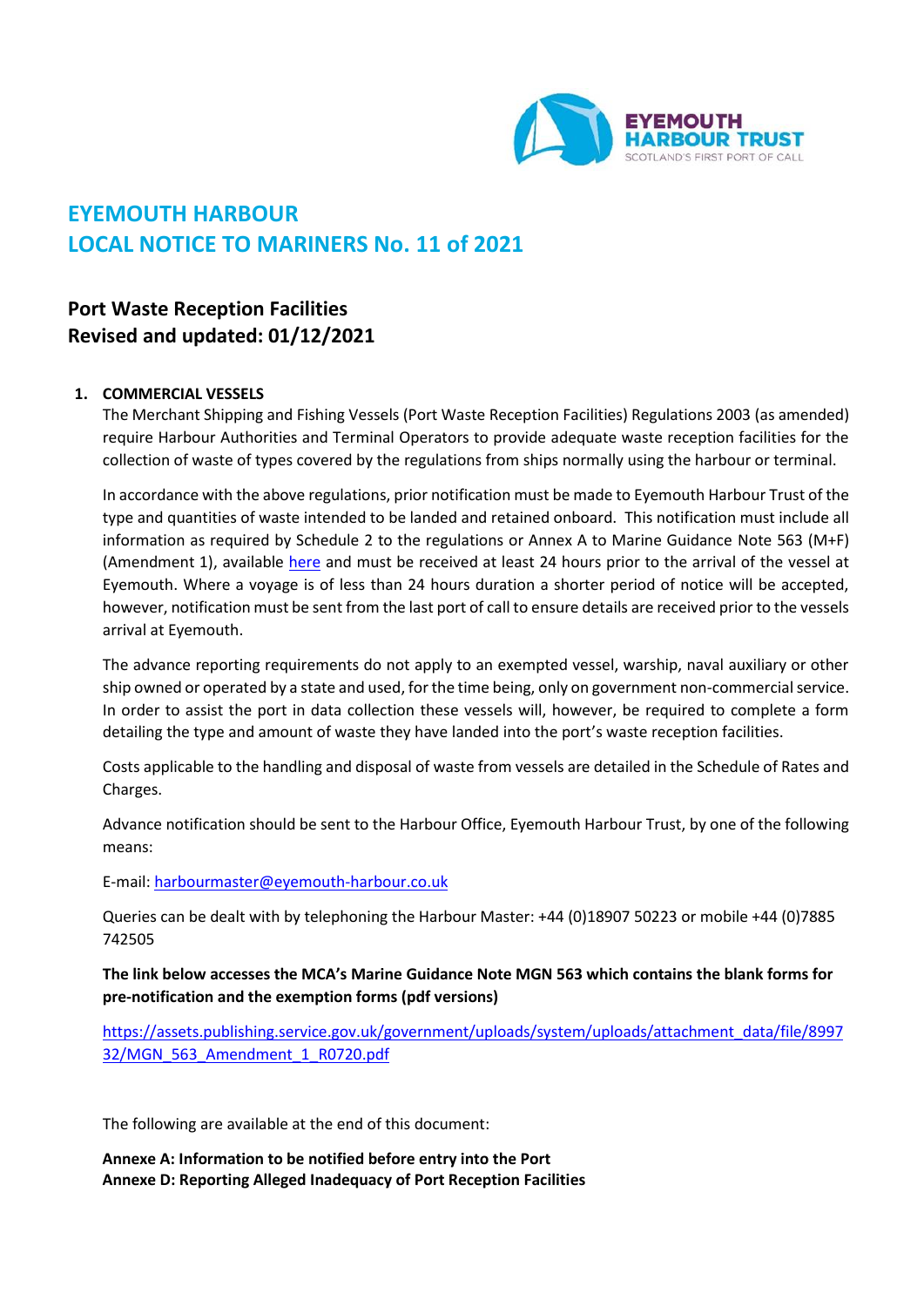EYEMOUTH HARBOUR TRUST
SCOTLAND'S FIRST PORT OF CALL

# EYEMOUTH HARBOUR
# LOCAL NOTICE TO MARINERS No. 11 of 2021

## Port Waste Reception Facilities
## Revised and updated: 01/12/2021

### 1. COMMERCIAL VESSELS

The Merchant Shipping and Fishing Vessels (Port Waste Reception Facilities) Regulations 2003 (as amended) require Harbour Authorities and Terminal Operators to provide adequate waste reception facilities for the collection of waste of types covered by the regulations from ships normally using the harbour or terminal.

In accordance with the above regulations, prior notification must be made to Eyemouth Harbour Trust of the type and quantities of waste intended to be landed and retained onboard. This notification must include all information as required by Schedule 2 to the regulations or Annex A to Marine Guidance Note 563 (M+F) (Amendment 1), available [here](https://assets.publishing.service.gov.uk/government/uploads/system/uploads/attachment_data/file/899732/MGN_563_Amendment_1_R0720.pdf) and must be received at least 24 hours prior to the arrival of the vessel at Eyemouth. Where a voyage is of less than 24 hours duration a shorter period of notice will be accepted, however, notification must be sent from the last port of call to ensure details are received prior to the vessels arrival at Eyemouth.

The advance reporting requirements do not apply to an exempted vessel, warship, naval auxiliary or other ship owned or operated by a state and used, for the time being, only on government non-commercial service. In order to assist the port in data collection these vessels will, however, be required to complete a form detailing the type and amount of waste they have landed into the port's waste reception facilities.

Costs applicable to the handling and disposal of waste from vessels are detailed in the Schedule of Rates and Charges.

Advance notification should be sent to the Harbour Office, Eyemouth Harbour Trust, by one of the following means:

E-mail: harbourmaster@eyemouth-harbour.co.uk

Queries can be dealt with by telephoning the Harbour Master: +44 (0)18907 50223 or mobile +44 (0)7885 742505

**The link below accesses the MCA's Marine Guidance Note MGN 563 which contains the blank forms for pre-notification and the exemption forms (pdf versions)**

https://assets.publishing.service.gov.uk/government/uploads/system/uploads/attachment_data/file/899732/MGN_563_Amendment_1_R0720.pdf

The following are available at the end of this document:

**Annexe A: Information to be notified before entry into the Port**
**Annexe D: Reporting Alleged Inadequacy of Port Reception Facilities**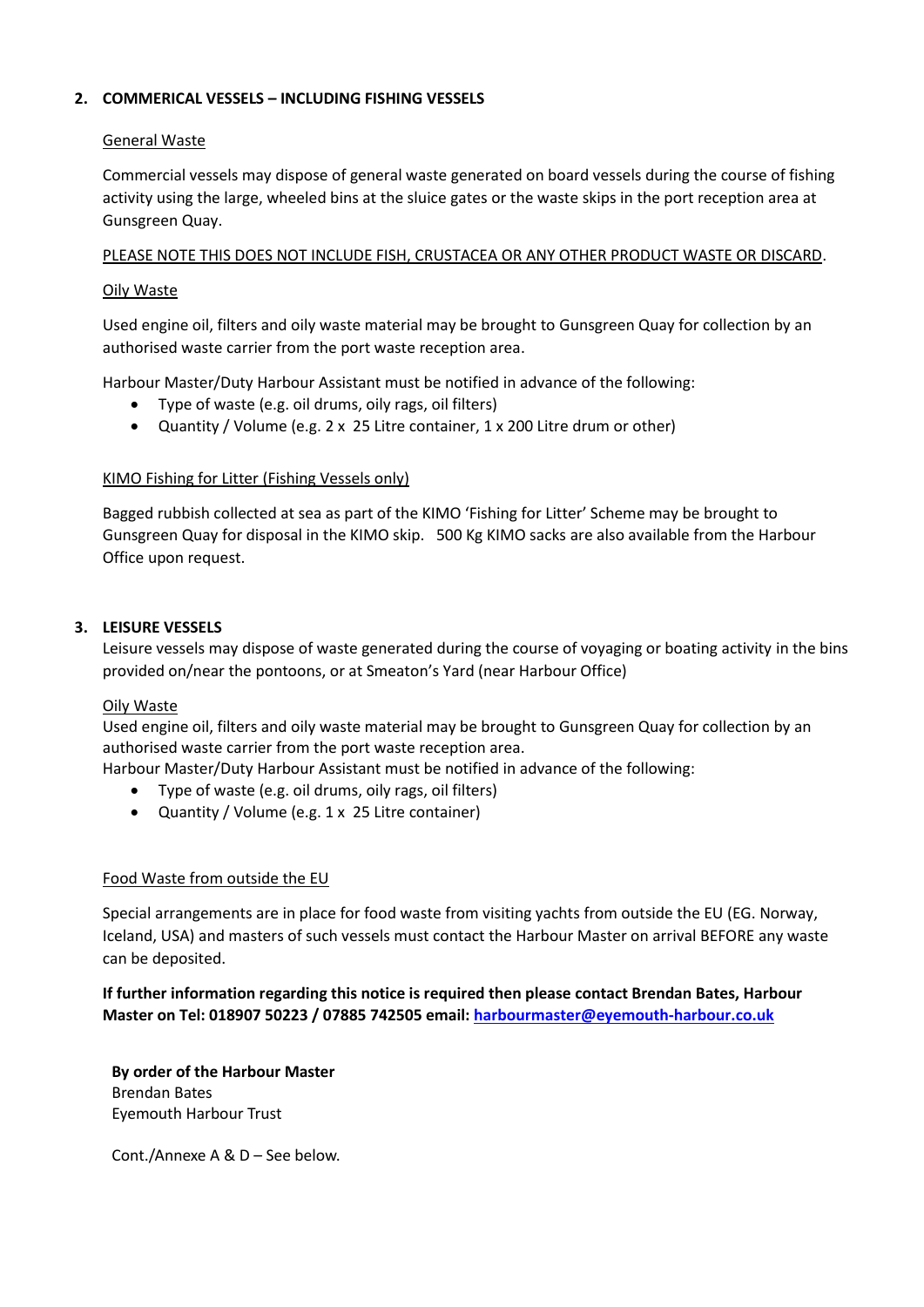## 2. COMMERICAL VESSELS – INCLUDING FISHING VESSELS

General Waste

Commercial vessels may dispose of general waste generated on board vessels during the course of fishing activity using the large, wheeled bins at the sluice gates or the waste skips in the port reception area at Gunsgreen Quay.

PLEASE NOTE THIS DOES NOT INCLUDE FISH, CRUSTACEA OR ANY OTHER PRODUCT WASTE OR DISCARD.

Oily Waste

Used engine oil, filters and oily waste material may be brought to Gunsgreen Quay for collection by an authorised waste carrier from the port waste reception area.

Harbour Master/Duty Harbour Assistant must be notified in advance of the following:

- Type of waste (e.g. oil drums, oily rags, oil filters)
- Quantity / Volume (e.g. 2 x 25 Litre container, 1 x 200 Litre drum or other)

KIMO Fishing for Litter (Fishing Vessels only)

Bagged rubbish collected at sea as part of the KIMO 'Fishing for Litter' Scheme may be brought to Gunsgreen Quay for disposal in the KIMO skip. 500 Kg KIMO sacks are also available from the Harbour Office upon request.

## 3. LEISURE VESSELS

Leisure vessels may dispose of waste generated during the course of voyaging or boating activity in the bins provided on/near the pontoons, or at Smeaton's Yard (near Harbour Office)

Oily Waste

Used engine oil, filters and oily waste material may be brought to Gunsgreen Quay for collection by an authorised waste carrier from the port waste reception area.
Harbour Master/Duty Harbour Assistant must be notified in advance of the following:

- Type of waste (e.g. oil drums, oily rags, oil filters)
- Quantity / Volume (e.g. 1 x 25 Litre container)

Food Waste from outside the EU

Special arrangements are in place for food waste from visiting yachts from outside the EU (EG. Norway, Iceland, USA) and masters of such vessels must contact the Harbour Master on arrival BEFORE any waste can be deposited.

**If further information regarding this notice is required then please contact Brendan Bates, Harbour Master on Tel: 018907 50223 / 07885 742505 email: harbourmaster@eyemouth-harbour.co.uk**

**By order of the Harbour Master**
Brendan Bates
Eyemouth Harbour Trust

Cont./Annexe A & D – See below.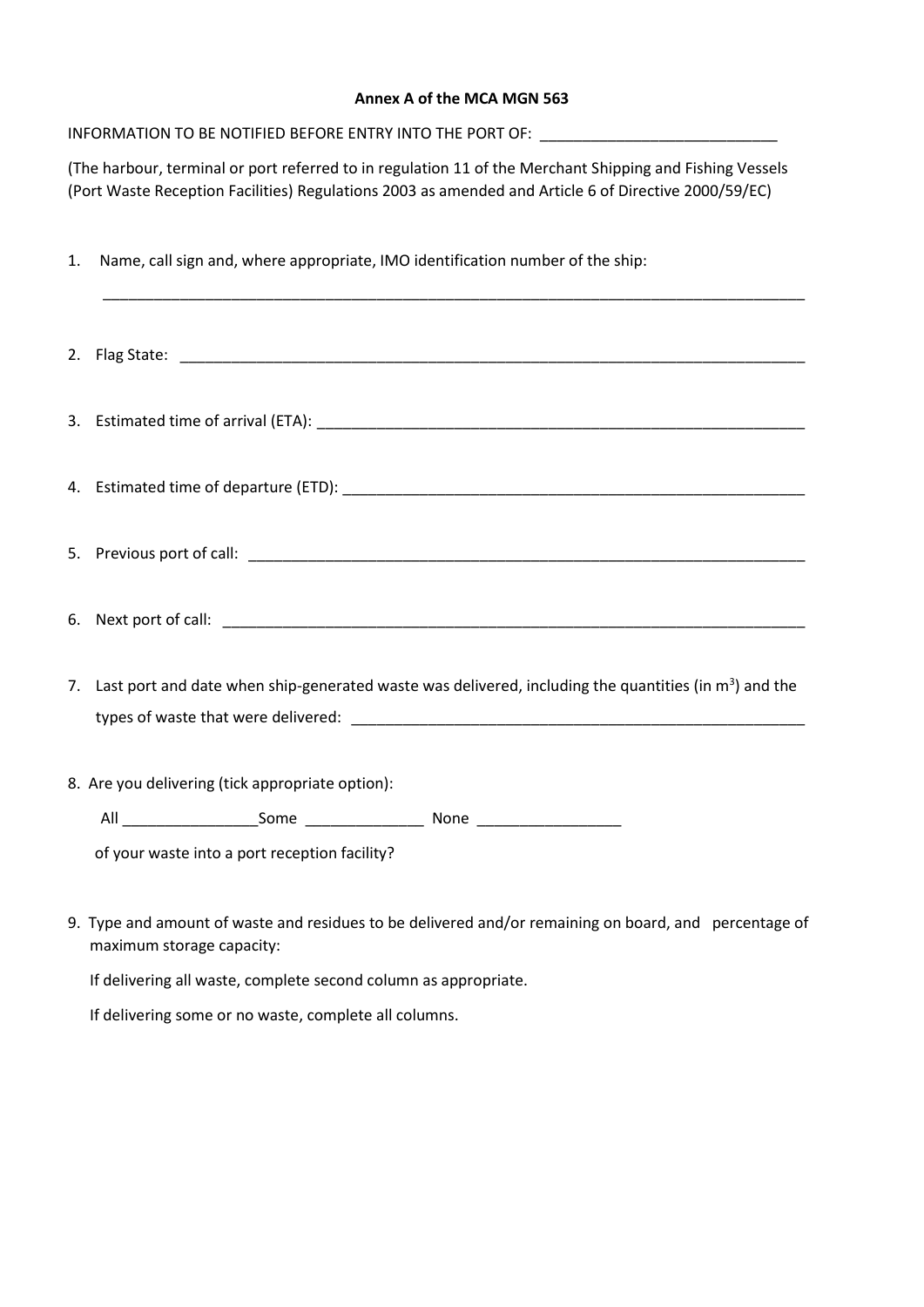**Annex A of the MCA MGN 563**

INFORMATION TO BE NOTIFIED BEFORE ENTRY INTO THE PORT OF: ____________________________

(The harbour, terminal or port referred to in regulation 11 of the Merchant Shipping and Fishing Vessels (Port Waste Reception Facilities) Regulations 2003 as amended and Article 6 of Directive 2000/59/EC)

1. Name, call sign and, where appropriate, IMO identification number of the ship:

   _____________________________________________________________________________________

2. Flag State: ____________________________________________________________________________

3. Estimated time of arrival (ETA): _____________________________________________________________

4. Estimated time of departure (ETD): __________________________________________________________

5. Previous port of call: ____________________________________________________________________

6. Next port of call: ______________________________________________________________________

7. Last port and date when ship-generated waste was delivered, including the quantities (in $m^3$) and the types of waste that were delivered: ______________________________________________________

8. Are you delivering (tick appropriate option):

   All ________________Some ______________ None _________________

   of your waste into a port reception facility?

9. Type and amount of waste and residues to be delivered and/or remaining on board, and percentage of maximum storage capacity:

   If delivering all waste, complete second column as appropriate.

   If delivering some or no waste, complete all columns.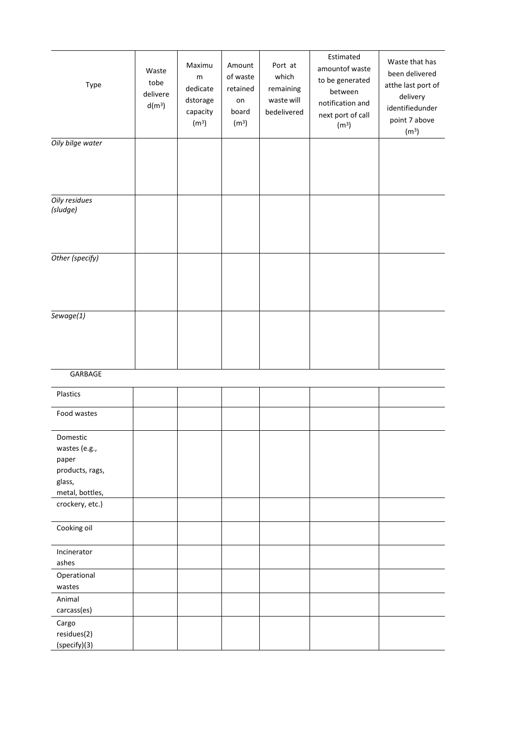| Type | Waste tobe delivered(m$^3$) | Maximum dedicatedstorage capacity (m$^3$) | Amount of waste retained on board (m$^3$) | Port at which remaining waste will bedelivered | Estimated amountof waste to be generated between notification and next port of call (m$^3$) | Waste that has been delivered atthe last port of delivery identifiedunder point 7 above (m$^3$) |
|---|---|---|---|---|---|---|
| *Oily bilge water* | | | | | | |
| *Oily residues (sludge)* | | | | | | |
| *Other (specify)* | | | | | | |
| *Sewage(1)* | | | | | | |
| GARBAGE | | | | | | |
| Plastics | | | | | | |
| Food wastes | | | | | | |
| Domestic wastes (e.g., paper products, rags, glass, metal, bottles, | | | | | | |
| crockery, etc.) | | | | | | |
| Cooking oil | | | | | | |
| Incinerator ashes | | | | | | |
| Operational wastes | | | | | | |
| Animal carcass(es) | | | | | | |
| Cargo residues(2) (specify)(3) | | | | | | |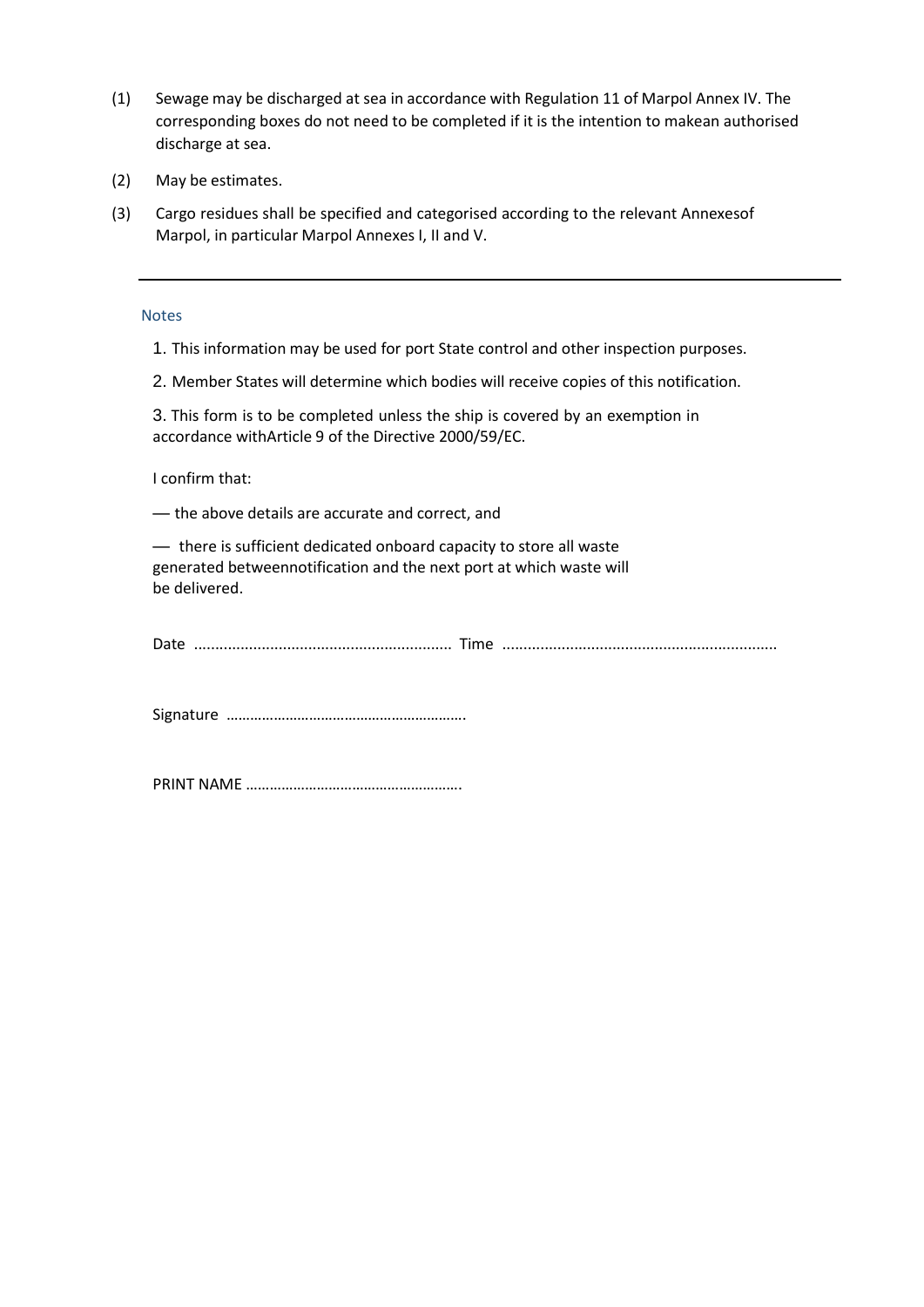(1) Sewage may be discharged at sea in accordance with Regulation 11 of Marpol Annex IV. The corresponding boxes do not need to be completed if it is the intention to makean authorised discharge at sea.

(2) May be estimates.

(3) Cargo residues shall be specified and categorised according to the relevant Annexesof Marpol, in particular Marpol Annexes I, II and V.

---

Notes

1. This information may be used for port State control and other inspection purposes.

2. Member States will determine which bodies will receive copies of this notification.

3. This form is to be completed unless the ship is covered by an exemption in accordance withArticle 9 of the Directive 2000/59/EC.

I confirm that:

— the above details are accurate and correct, and

— there is sufficient dedicated onboard capacity to store all waste generated betweennotification and the next port at which waste will be delivered.

Date ............................................................ Time ................................................................

Signature …………………………………………………….

PRINT NAME ……………………………………………….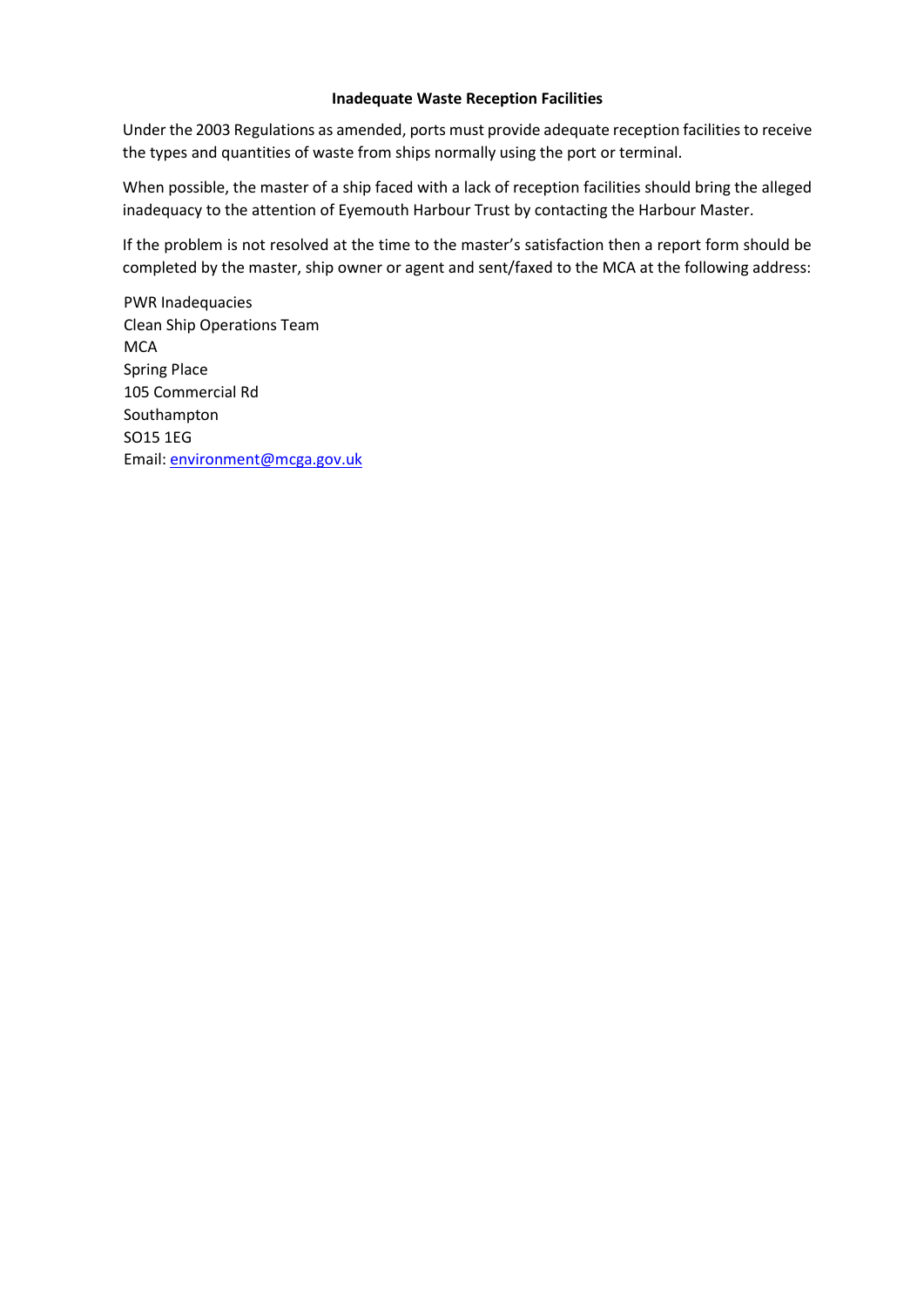**Inadequate Waste Reception Facilities**

Under the 2003 Regulations as amended, ports must provide adequate reception facilities to receive the types and quantities of waste from ships normally using the port or terminal.

When possible, the master of a ship faced with a lack of reception facilities should bring the alleged inadequacy to the attention of Eyemouth Harbour Trust by contacting the Harbour Master.

If the problem is not resolved at the time to the master's satisfaction then a report form should be completed by the master, ship owner or agent and sent/faxed to the MCA at the following address:

PWR Inadequacies  
Clean Ship Operations Team  
MCA  
Spring Place  
105 Commercial Rd  
Southampton  
SO15 1EG  
Email: environment@mcga.gov.uk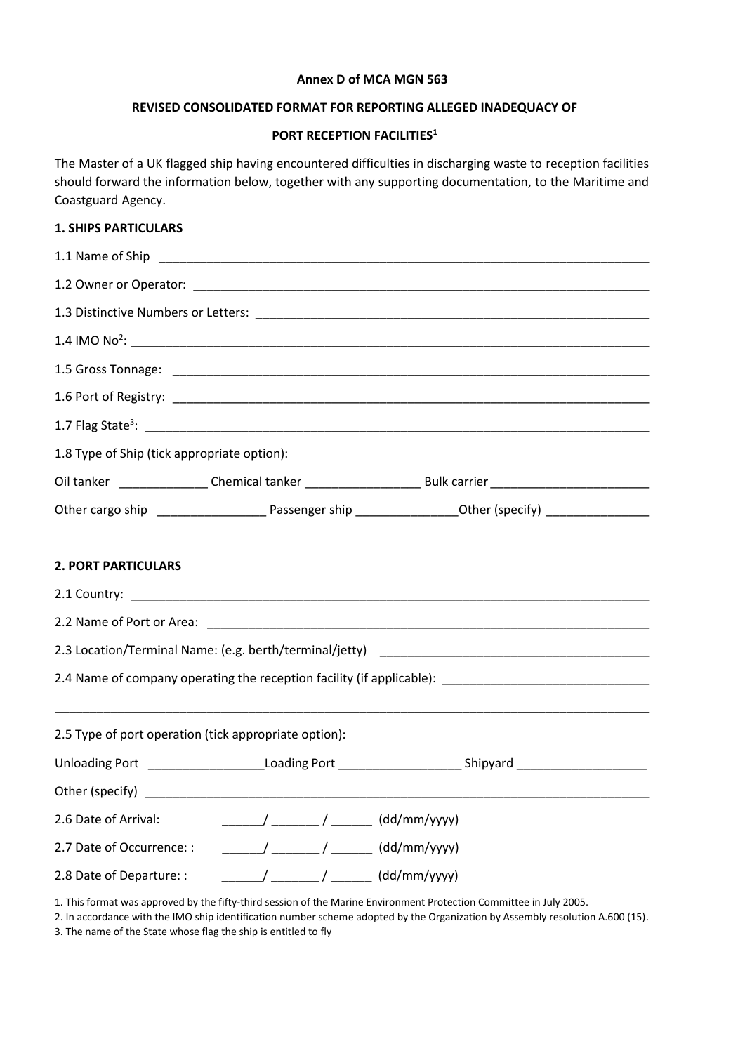**Annex D of MCA MGN 563**

**REVISED CONSOLIDATED FORMAT FOR REPORTING ALLEGED INADEQUACY OF**

**PORT RECEPTION FACILITIES[1]**

The Master of a UK flagged ship having encountered difficulties in discharging waste to reception facilities should forward the information below, together with any supporting documentation, to the Maritime and Coastguard Agency.

**1. SHIPS PARTICULARS**

1.1 Name of Ship ___________________________________________________________________________

1.2 Owner or Operator: _____________________________________________________________________

1.3 Distinctive Numbers or Letters: ___________________________________________________________

1.4 IMO No[2]: ______________________________________________________________________________

1.5 Gross Tonnage: _________________________________________________________________________

1.6 Port of Registry: _________________________________________________________________________

1.7 Flag State[3]: ____________________________________________________________________________

1.8 Type of Ship (tick appropriate option):

Oil tanker _____________ Chemical tanker _________________ Bulk carrier _______________________

Other cargo ship ________________ Passenger ship _______________Other (specify) _______________

**2. PORT PARTICULARS**

2.1 Country: _______________________________________________________________________________

2.2 Name of Port or Area: ____________________________________________________________________

2.3 Location/Terminal Name: (e.g. berth/terminal/jetty) _______________________________________

2.4 Name of company operating the reception facility (if applicable): ______________________________

_____________________________________________________________________________________________

2.5 Type of port operation (tick appropriate option):

Unloading Port _________________Loading Port __________________ Shipyard ___________________

Other (specify) ___________________________________________________________________________

2.6 Date of Arrival: ______/ _______ / ______ (dd/mm/yyyy)

2.7 Date of Occurrence: : ______/ _______ / ______ (dd/mm/yyyy)

2.8 Date of Departure: : ______/ _______ / ______ (dd/mm/yyyy)

1. This format was approved by the fifty-third session of the Marine Environment Protection Committee in July 2005.
2. In accordance with the IMO ship identification number scheme adopted by the Organization by Assembly resolution A.600 (15).
3. The name of the State whose flag the ship is entitled to fly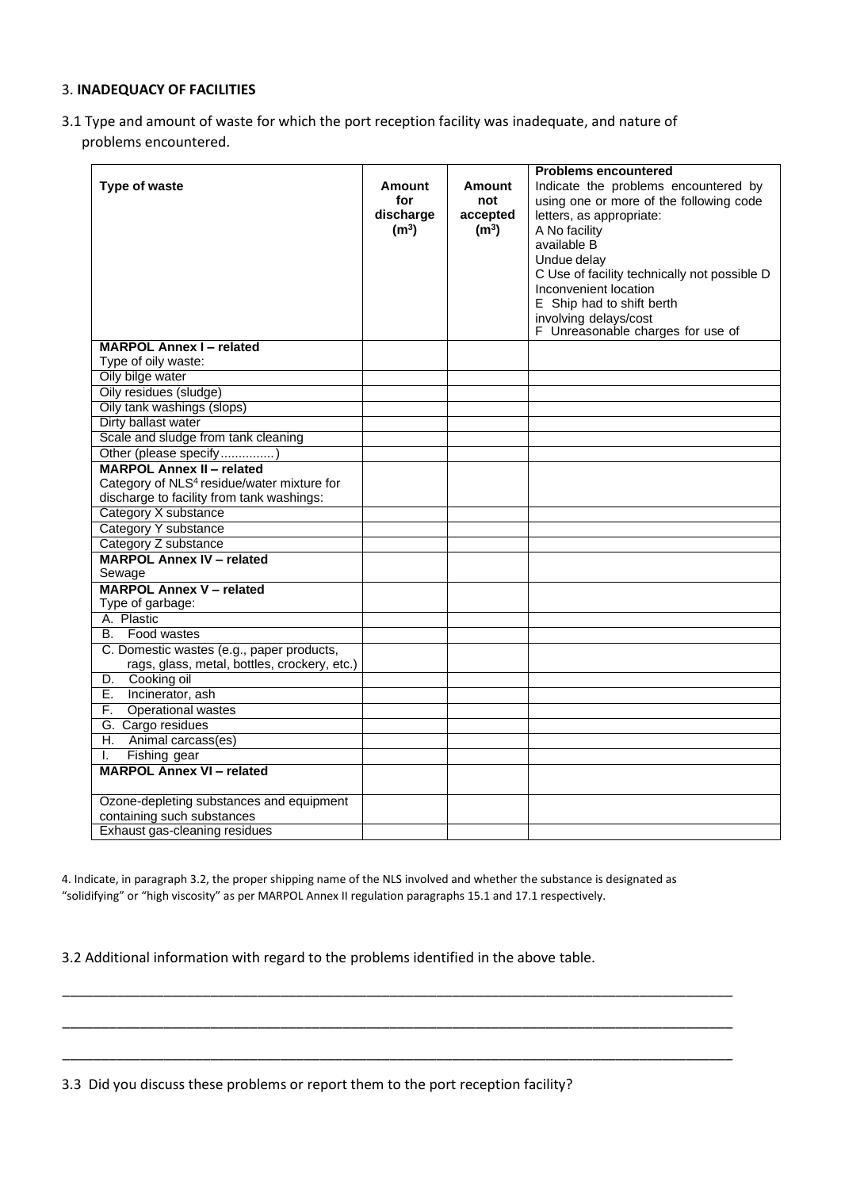### 3. **INADEQUACY OF FACILITIES**

3.1 Type and amount of waste for which the port reception facility was inadequate, and nature of problems encountered.

| Type of waste | Amount for discharge ($m^3$) | Amount not accepted ($m^3$) | **Problems encountered** Indicate the problems encountered by using one or more of the following code letters, as appropriate: A No facility available B Undue delay C Use of facility technically not possible D Inconvenient location E Ship had to shift berth involving delays/cost F Unreasonable charges for use of |
|---|---|---|---|
| **MARPOL Annex I – related** Type of oily waste: | | | |
| Oily bilge water | | | |
| Oily residues (sludge) | | | |
| Oily tank washings (slops) | | | |
| Dirty ballast water | | | |
| Scale and sludge from tank cleaning | | | |
| Other (please specify...............) | | | |
| **MARPOL Annex II – related** Category of NLS[4] residue/water mixture for discharge to facility from tank washings: | | | |
| Category X substance | | | |
| Category Y substance | | | |
| Category Z substance | | | |
| **MARPOL Annex IV – related** Sewage | | | |
| **MARPOL Annex V – related** Type of garbage: | | | |
| A. Plastic | | | |
| B. Food wastes | | | |
| C. Domestic wastes (e.g., paper products, rags, glass, metal, bottles, crockery, etc.) | | | |
| D. Cooking oil | | | |
| E. Incinerator, ash | | | |
| F. Operational wastes | | | |
| G. Cargo residues | | | |
| H. Animal carcass(es) | | | |
| I. Fishing gear | | | |
| **MARPOL Annex VI – related** | | | |
| Ozone-depleting substances and equipment containing such substances | | | |
| Exhaust gas-cleaning residues | | | |

4. Indicate, in paragraph 3.2, the proper shipping name of the NLS involved and whether the substance is designated as "solidifying" or "high viscosity" as per MARPOL Annex II regulation paragraphs 15.1 and 17.1 respectively.

3.2 Additional information with regard to the problems identified in the above table.

\_\_\_\_\_\_\_\_\_\_\_\_\_\_\_\_\_\_\_\_\_\_\_\_\_\_\_\_\_\_\_\_\_\_\_\_\_\_\_\_\_\_\_\_\_\_\_\_\_\_\_\_\_\_\_\_\_\_\_\_\_\_\_\_\_\_\_\_\_\_\_\_\_\_\_\_\_\_\_\_\_\_

\_\_\_\_\_\_\_\_\_\_\_\_\_\_\_\_\_\_\_\_\_\_\_\_\_\_\_\_\_\_\_\_\_\_\_\_\_\_\_\_\_\_\_\_\_\_\_\_\_\_\_\_\_\_\_\_\_\_\_\_\_\_\_\_\_\_\_\_\_\_\_\_\_\_\_\_\_\_\_\_\_\_

\_\_\_\_\_\_\_\_\_\_\_\_\_\_\_\_\_\_\_\_\_\_\_\_\_\_\_\_\_\_\_\_\_\_\_\_\_\_\_\_\_\_\_\_\_\_\_\_\_\_\_\_\_\_\_\_\_\_\_\_\_\_\_\_\_\_\_\_\_\_\_\_\_\_\_\_\_\_\_\_\_\_

3.3 Did you discuss these problems or report them to the port reception facility?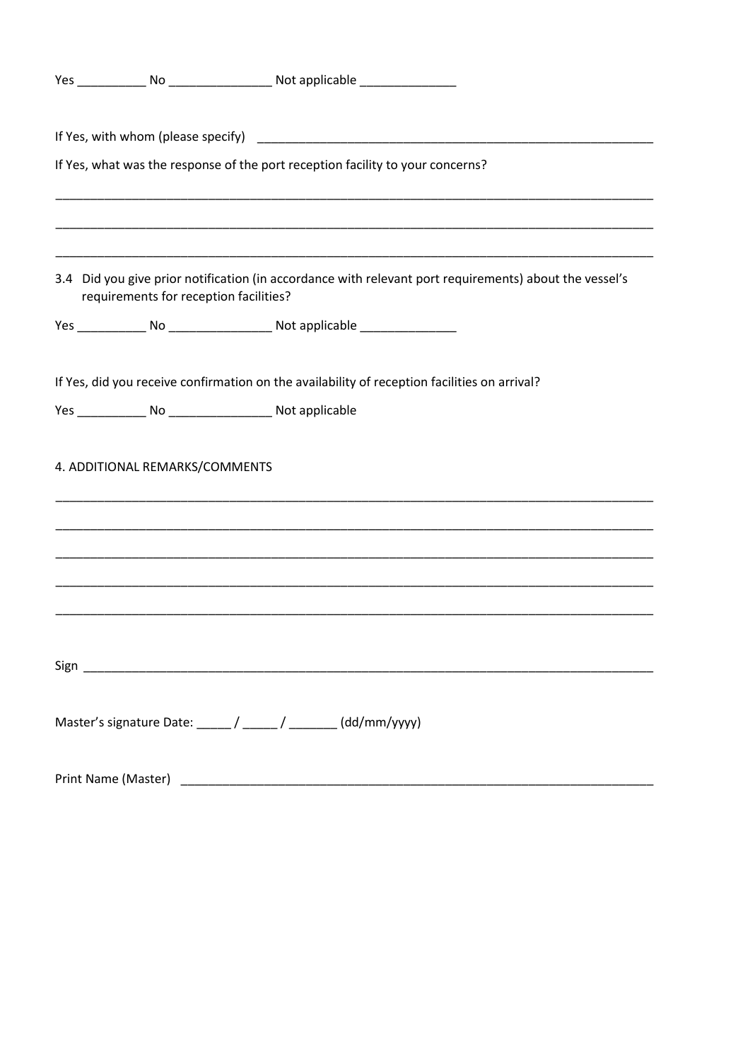Yes __________ No _______________ Not applicable ______________

If Yes, with whom (please specify) ___________________________________________________________

If Yes, what was the response of the port reception facility to your concerns?

_________________________________________________________________________________________

_________________________________________________________________________________________

_________________________________________________________________________________________

3.4 Did you give prior notification (in accordance with relevant port requirements) about the vessel's requirements for reception facilities?

Yes __________ No _______________ Not applicable ______________

If Yes, did you receive confirmation on the availability of reception facilities on arrival?

Yes __________ No _______________ Not applicable

4. ADDITIONAL REMARKS/COMMENTS

_________________________________________________________________________________________

_________________________________________________________________________________________

_________________________________________________________________________________________

_________________________________________________________________________________________

_________________________________________________________________________________________

Sign _____________________________________________________________________________________

Master's signature Date: _____ / _____ / _______ (dd/mm/yyyy)

Print Name (Master) ______________________________________________________________________